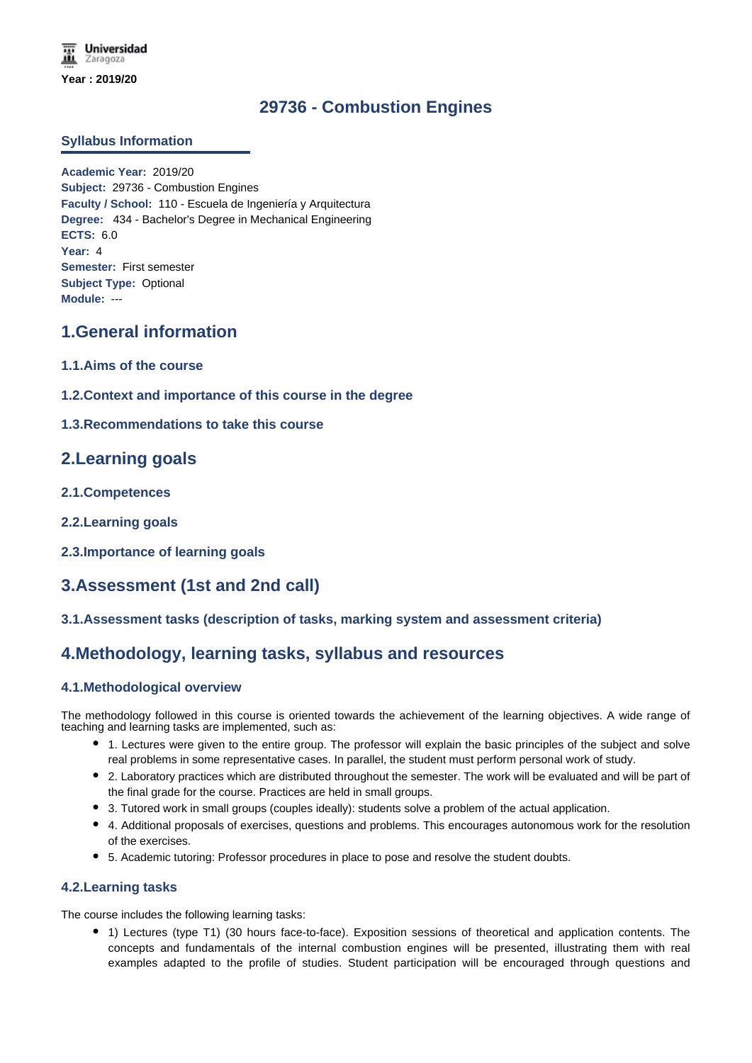Year : 2019/20

# 29736 - Combustion Engines

## Syllabus Information

**Academic Year:** 2019/20
**Subject:** 29736 - Combustion Engines
**Faculty / School:** 110 - Escuela de Ingeniería y Arquitectura
**Degree:** 434 - Bachelor's Degree in Mechanical Engineering
**ECTS:** 6.0
**Year:** 4
**Semester:** First semester
**Subject Type:** Optional
**Module:** ---

## 1.General information

### 1.1.Aims of the course

### 1.2.Context and importance of this course in the degree

### 1.3.Recommendations to take this course

## 2.Learning goals

### 2.1.Competences

### 2.2.Learning goals

### 2.3.Importance of learning goals

## 3.Assessment (1st and 2nd call)

### 3.1.Assessment tasks (description of tasks, marking system and assessment criteria)

## 4.Methodology, learning tasks, syllabus and resources

### 4.1.Methodological overview

The methodology followed in this course is oriented towards the achievement of the learning objectives. A wide range of teaching and learning tasks are implemented, such as:

- 1. Lectures were given to the entire group. The professor will explain the basic principles of the subject and solve real problems in some representative cases. In parallel, the student must perform personal work of study.
- 2. Laboratory practices which are distributed throughout the semester. The work will be evaluated and will be part of the final grade for the course. Practices are held in small groups.
- 3. Tutored work in small groups (couples ideally): students solve a problem of the actual application.
- 4. Additional proposals of exercises, questions and problems. This encourages autonomous work for the resolution of the exercises.
- 5. Academic tutoring: Professor procedures in place to pose and resolve the student doubts.

### 4.2.Learning tasks

The course includes the following learning tasks:

- 1) Lectures (type T1) (30 hours face-to-face). Exposition sessions of theoretical and application contents. The concepts and fundamentals of the internal combustion engines will be presented, illustrating them with real examples adapted to the profile of studies. Student participation will be encouraged through questions and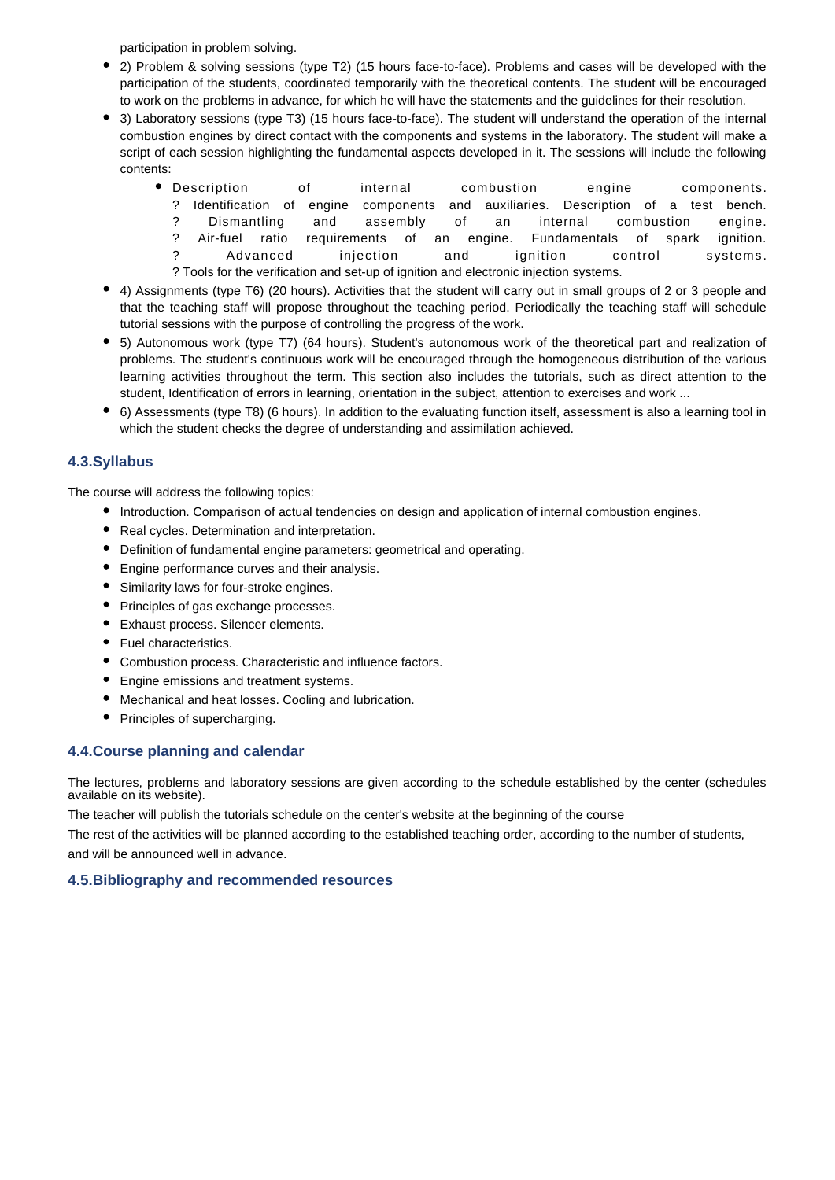participation in problem solving.

- 2) Problem & solving sessions (type T2) (15 hours face-to-face). Problems and cases will be developed with the participation of the students, coordinated temporarily with the theoretical contents. The student will be encouraged to work on the problems in advance, for which he will have the statements and the guidelines for their resolution.
- 3) Laboratory sessions (type T3) (15 hours face-to-face). The student will understand the operation of the internal combustion engines by direct contact with the components and systems in the laboratory. The student will make a script of each session highlighting the fundamental aspects developed in it. The sessions will include the following contents:
  - Description of internal combustion engine components. ? Identification of engine components and auxiliaries. Description of a test bench. ? Dismantling and assembly of an internal combustion engine. ? Air-fuel ratio requirements of an engine. Fundamentals of spark ignition. ? Advanced injection and ignition control systems. ? Tools for the verification and set-up of ignition and electronic injection systems.
- 4) Assignments (type T6) (20 hours). Activities that the student will carry out in small groups of 2 or 3 people and that the teaching staff will propose throughout the teaching period. Periodically the teaching staff will schedule tutorial sessions with the purpose of controlling the progress of the work.
- 5) Autonomous work (type T7) (64 hours). Student's autonomous work of the theoretical part and realization of problems. The student's continuous work will be encouraged through the homogeneous distribution of the various learning activities throughout the term. This section also includes the tutorials, such as direct attention to the student, Identification of errors in learning, orientation in the subject, attention to exercises and work ...
- 6) Assessments (type T8) (6 hours). In addition to the evaluating function itself, assessment is also a learning tool in which the student checks the degree of understanding and assimilation achieved.

## 4.3.Syllabus

The course will address the following topics:

- Introduction. Comparison of actual tendencies on design and application of internal combustion engines.
- Real cycles. Determination and interpretation.
- Definition of fundamental engine parameters: geometrical and operating.
- Engine performance curves and their analysis.
- Similarity laws for four-stroke engines.
- Principles of gas exchange processes.
- Exhaust process. Silencer elements.
- Fuel characteristics.
- Combustion process. Characteristic and influence factors.
- Engine emissions and treatment systems.
- Mechanical and heat losses. Cooling and lubrication.
- Principles of supercharging.

## 4.4.Course planning and calendar

The lectures, problems and laboratory sessions are given according to the schedule established by the center (schedules available on its website).

The teacher will publish the tutorials schedule on the center's website at the beginning of the course

The rest of the activities will be planned according to the established teaching order, according to the number of students, and will be announced well in advance.

## 4.5.Bibliography and recommended resources